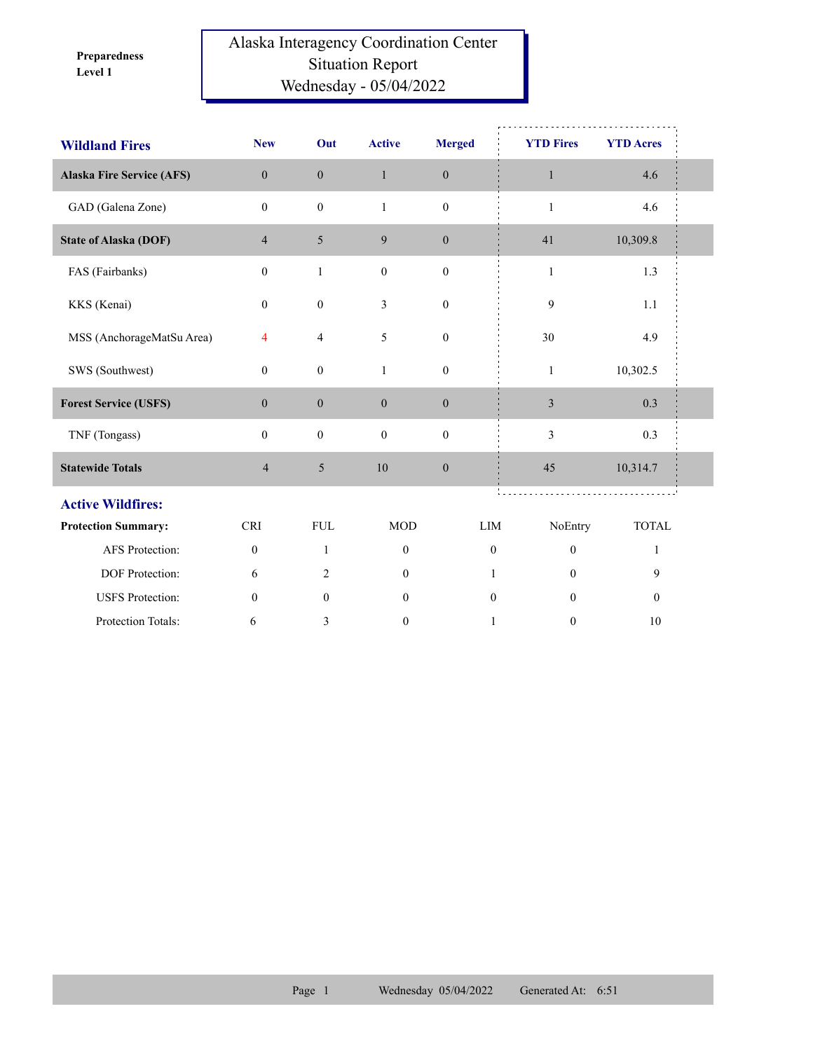**Preparedness Level 1**

# Alaska Interagency Coordination Center
## Situation Report
### Wednesday - 05/04/2022

| Wildland Fires | New | Out | Active | Merged | YTD Fires | YTD Acres |
|---|---|---|---|---|---|---|
| **Alaska Fire Service (AFS)** | 0 | 0 | 1 | 0 | 1 | 4.6 |
| GAD (Galena Zone) | 0 | 0 | 1 | 0 | 1 | 4.6 |
| **State of Alaska (DOF)** | 4 | 5 | 9 | 0 | 41 | 10,309.8 |
| FAS (Fairbanks) | 0 | 1 | 0 | 0 | 1 | 1.3 |
| KKS (Kenai) | 0 | 0 | 3 | 0 | 9 | 1.1 |
| MSS (AnchorageMatSu Area) | 4 | 4 | 5 | 0 | 30 | 4.9 |
| SWS (Southwest) | 0 | 0 | 1 | 0 | 1 | 10,302.5 |
| **Forest Service (USFS)** | 0 | 0 | 0 | 0 | 3 | 0.3 |
| TNF (Tongass) | 0 | 0 | 0 | 0 | 3 | 0.3 |
| **Statewide Totals** | 4 | 5 | 10 | 0 | 45 | 10,314.7 |

## Active Wildfires:

| Protection Summary: | CRI | FUL | MOD | LIM | NoEntry | TOTAL |
|---|---|---|---|---|---|---|
| AFS Protection: | 0 | 1 | 0 | 0 | 0 | 1 |
| DOF Protection: | 6 | 2 | 0 | 1 | 0 | 9 |
| USFS Protection: | 0 | 0 | 0 | 0 | 0 | 0 |
| Protection Totals: | 6 | 3 | 0 | 1 | 0 | 10 |

Wednesday 05/04/2022 Generated At: 6:51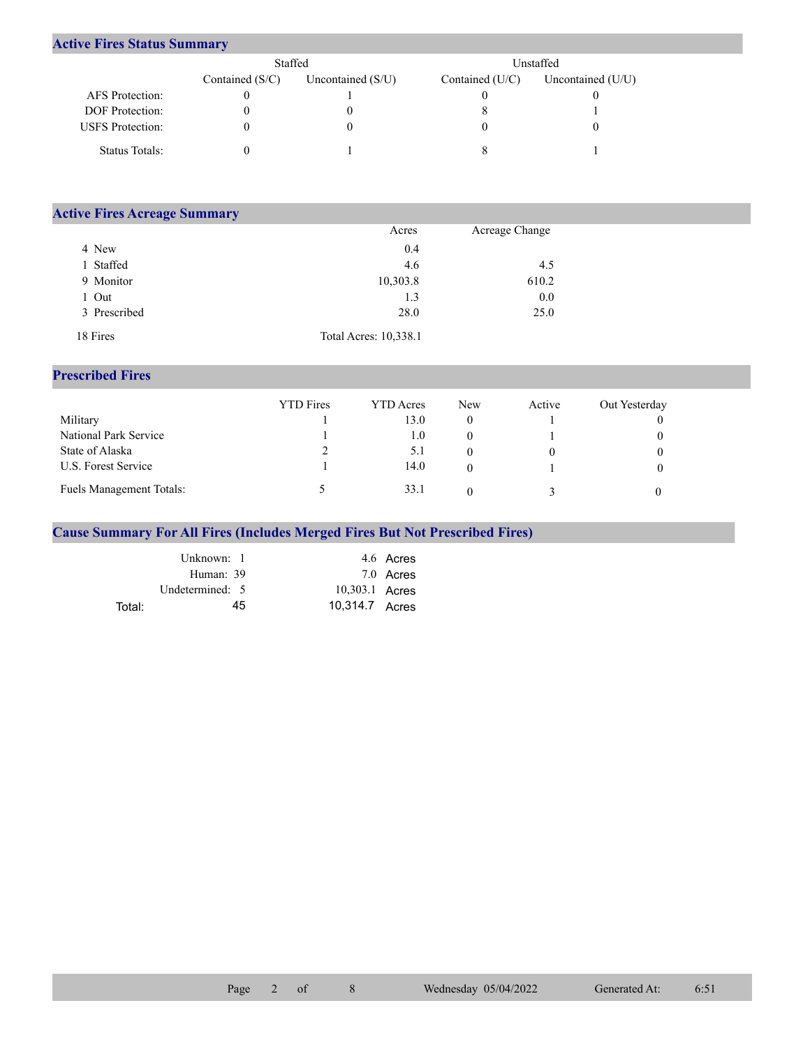## Active Fires Status Summary

| | Staffed | | Unstaffed | |
|---|---|---|---|---|
| | Contained (S/C) | Uncontained (S/U) | Contained (U/C) | Uncontained (U/U) |
| AFS Protection: | 0 | 1 | 0 | 0 |
| DOF Protection: | 0 | 0 | 8 | 1 |
| USFS Protection: | 0 | 0 | 0 | 0 |
| Status Totals: | 0 | 1 | 8 | 1 |

## Active Fires Acreage Summary

| | Acres | Acreage Change |
|---|---|---|
| 4 New | 0.4 | |
| 1 Staffed | 4.6 | 4.5 |
| 9 Monitor | 10,303.8 | 610.2 |
| 1 Out | 1.3 | 0.0 |
| 3 Prescribed | 28.0 | 25.0 |
| 18 Fires | Total Acres: 10,338.1 | |

## Prescribed Fires

| | YTD Fires | YTD Acres | New | Active | Out Yesterday |
|---|---|---|---|---|---|
| Military | 1 | 13.0 | 0 | 1 | 0 |
| National Park Service | 1 | 1.0 | 0 | 1 | 0 |
| State of Alaska | 2 | 5.1 | 0 | 0 | 0 |
| U.S. Forest Service | 1 | 14.0 | 0 | 1 | 0 |
| Fuels Management Totals: | 5 | 33.1 | 0 | 3 | 0 |

## Cause Summary For All Fires (Includes Merged Fires But Not Prescribed Fires)

| | | |
|---|---|---|
| Unknown: | 1 | 4.6 Acres |
| Human: | 39 | 7.0 Acres |
| Undetermined: | 5 | 10,303.1 Acres |
| Total: | 45 | 10,314.7 Acres |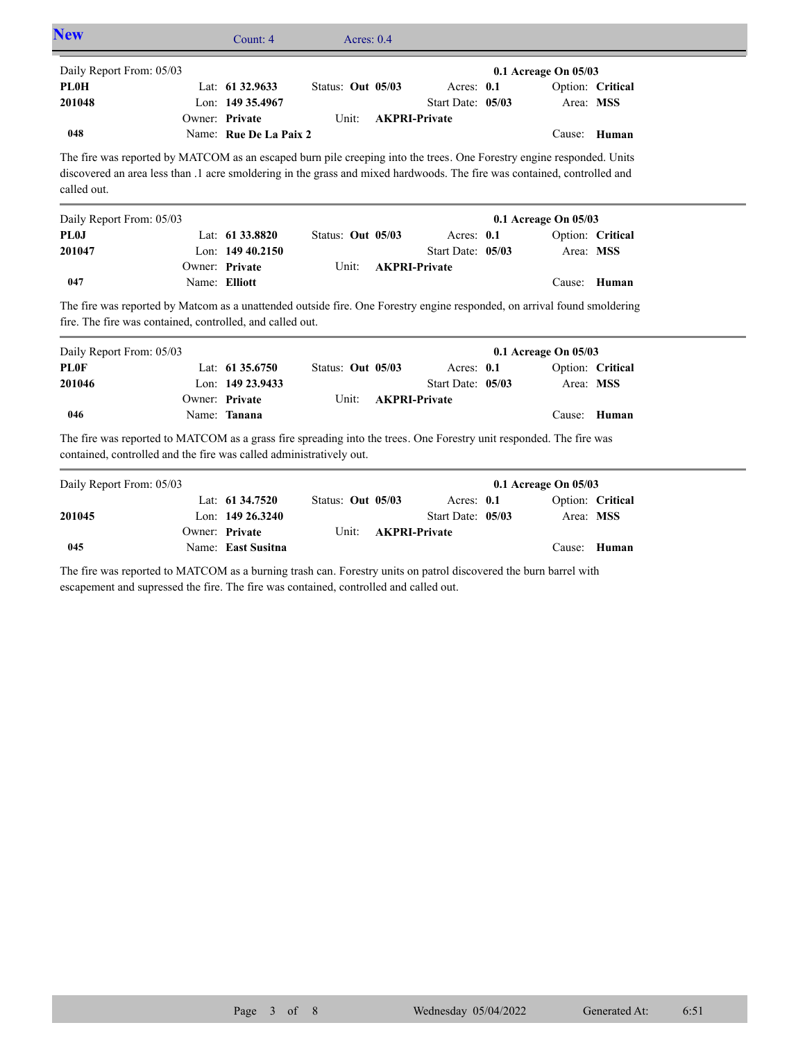## New

Count: 4 Acres: 0.4

---

Daily Report From: 05/03 | 0.1 Acreage On 05/03

| | | | | |
|---|---|---|---|---|
| **PL0H** | Lat: **61 32.9633** | Status: **Out 05/03** | Acres: **0.1** | Option: **Critical** |
| **201048** | Lon: **149 35.4967** | | Start Date: **05/03** | Area: **MSS** |
| | Owner: **Private** | Unit: **AKPRI-Private** | | |
| **048** | Name: **Rue De La Paix 2** | | | Cause: **Human** |

The fire was reported by MATCOM as an escaped burn pile creeping into the trees. One Forestry engine responded. Units discovered an area less than .1 acre smoldering in the grass and mixed hardwoods. The fire was contained, controlled and called out.

---

Daily Report From: 05/03 | 0.1 Acreage On 05/03

| | | | | |
|---|---|---|---|---|
| **PL0J** | Lat: **61 33.8820** | Status: **Out 05/03** | Acres: **0.1** | Option: **Critical** |
| **201047** | Lon: **149 40.2150** | | Start Date: **05/03** | Area: **MSS** |
| | Owner: **Private** | Unit: **AKPRI-Private** | | |
| **047** | Name: **Elliott** | | | Cause: **Human** |

The fire was reported by Matcom as a unattended outside fire. One Forestry engine responded, on arrival found smoldering fire. The fire was contained, controlled, and called out.

---

Daily Report From: 05/03 | 0.1 Acreage On 05/03

| | | | | |
|---|---|---|---|---|
| **PL0F** | Lat: **61 35.6750** | Status: **Out 05/03** | Acres: **0.1** | Option: **Critical** |
| **201046** | Lon: **149 23.9433** | | Start Date: **05/03** | Area: **MSS** |
| | Owner: **Private** | Unit: **AKPRI-Private** | | |
| **046** | Name: **Tanana** | | | Cause: **Human** |

The fire was reported to MATCOM as a grass fire spreading into the trees. One Forestry unit responded. The fire was contained, controlled and the fire was called administratively out.

---

Daily Report From: 05/03 | 0.1 Acreage On 05/03

| | | | | |
|---|---|---|---|---|
| | Lat: **61 34.7520** | Status: **Out 05/03** | Acres: **0.1** | Option: **Critical** |
| **201045** | Lon: **149 26.3240** | | Start Date: **05/03** | Area: **MSS** |
| | Owner: **Private** | Unit: **AKPRI-Private** | | |
| **045** | Name: **East Susitna** | | | Cause: **Human** |

The fire was reported to MATCOM as a burning trash can. Forestry units on patrol discovered the burn barrel with escapement and supressed the fire. The fire was contained, controlled and called out.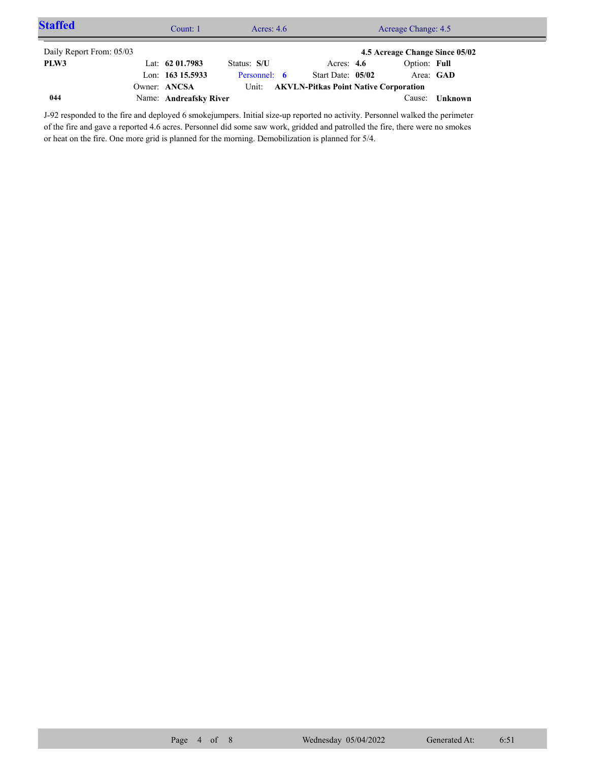## Staffed

Count: 1 | Acres: 4.6 | Acreage Change: 4.5

Daily Report From: 05/03 | **4.5 Acreage Change Since 05/02**

| | | | | |
|---|---|---|---|---|
| **PLW3** | Lat: **62 01.7983** | Status: **S/U** | Acres: **4.6** | Option: **Full** |
| | Lon: **163 15.5933** | Personnel: **6** | Start Date: **05/02** | Area: **GAD** |
| | Owner: **ANCSA** | Unit: **AKVLN-Pitkas Point Native Corporation** | | |
| **044** | Name: **Andreafsky River** | | | Cause: **Unknown** |

J-92 responded to the fire and deployed 6 smokejumpers. Initial size-up reported no activity. Personnel walked the perimeter of the fire and gave a reported 4.6 acres. Personnel did some saw work, gridded and patrolled the fire, there were no smokes or heat on the fire. One more grid is planned for the morning. Demobilization is planned for 5/4.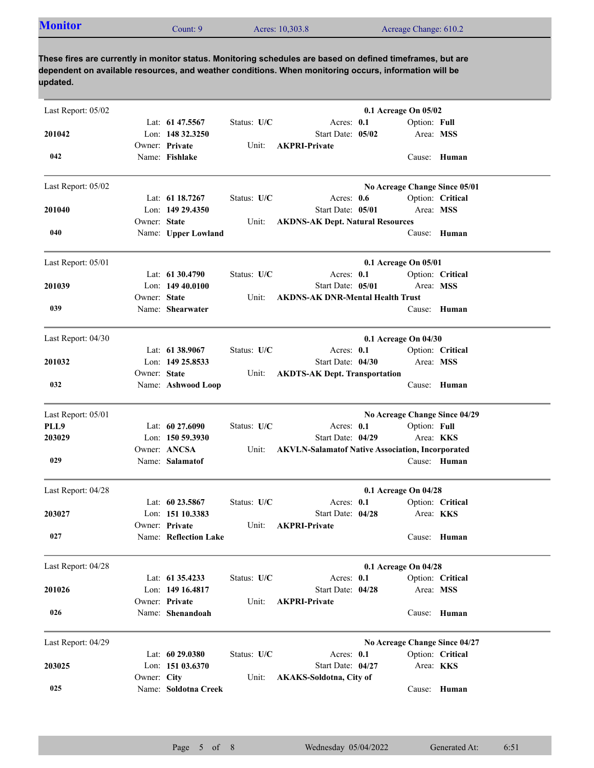## Monitor

Count: 9 | Acres: 10,303.8 | Acreage Change: 610.2

**These fires are currently in monitor status. Monitoring schedules are based on defined timeframes, but are dependent on available resources, and weather conditions. When monitoring occurs, information will be updated.**

---

Last Report: 05/02 — **0.1 Acreage On 05/02**

| | | | |
|---|---|---|---|
| **201042** | Lat: **61 47.5567** | Status: **U/C** | Acres: **0.1** | 
| | Lon: **148 32.3250** | Start Date: **05/02** | Option: **Full** |
| **042** | Owner: **Private** | Unit: **AKPRI-Private** | Area: **MSS** |
| | Name: **Fishlake** | | Cause: **Human** |

---

Last Report: 05/02 — **No Acreage Change Since 05/01**

| | | | |
|---|---|---|---|
| **201040** | Lat: **61 18.7267** | Status: **U/C** | Acres: **0.6** |
| | Lon: **149 29.4350** | Start Date: **05/01** | Option: **Critical** |
| **040** | Owner: **State** | Unit: **AKDNS-AK Dept. Natural Resources** | Area: **MSS** |
| | Name: **Upper Lowland** | | Cause: **Human** |

---

Last Report: 05/01 — **0.1 Acreage On 05/01**

| | | | |
|---|---|---|---|
| **201039** | Lat: **61 30.4790** | Status: **U/C** | Acres: **0.1** |
| | Lon: **149 40.0100** | Start Date: **05/01** | Option: **Critical** |
| **039** | Owner: **State** | Unit: **AKDNS-AK DNR-Mental Health Trust** | Area: **MSS** |
| | Name: **Shearwater** | | Cause: **Human** |

---

Last Report: 04/30 — **0.1 Acreage On 04/30**

| | | | |
|---|---|---|---|
| **201032** | Lat: **61 38.9067** | Status: **U/C** | Acres: **0.1** |
| | Lon: **149 25.8533** | Start Date: **04/30** | Option: **Critical** |
| **032** | Owner: **State** | Unit: **AKDTS-AK Dept. Transportation** | Area: **MSS** |
| | Name: **Ashwood Loop** | | Cause: **Human** |

---

Last Report: 05/01 — **No Acreage Change Since 04/29**

| | | | |
|---|---|---|---|
| **PLL9** **203029** | Lat: **60 27.6090** | Status: **U/C** | Acres: **0.1** |
| | Lon: **150 59.3930** | Start Date: **04/29** | Option: **Full** |
| **029** | Owner: **ANCSA** | Unit: **AKVLN-Salamatof Native Association, Incorporated** | Area: **KKS** |
| | Name: **Salamatof** | | Cause: **Human** |

---

Last Report: 04/28 — **0.1 Acreage On 04/28**

| | | | |
|---|---|---|---|
| **203027** | Lat: **60 23.5867** | Status: **U/C** | Acres: **0.1** |
| | Lon: **151 10.3383** | Start Date: **04/28** | Option: **Critical** |
| **027** | Owner: **Private** | Unit: **AKPRI-Private** | Area: **KKS** |
| | Name: **Reflection Lake** | | Cause: **Human** |

---

Last Report: 04/28 — **0.1 Acreage On 04/28**

| | | | |
|---|---|---|---|
| **201026** | Lat: **61 35.4233** | Status: **U/C** | Acres: **0.1** |
| | Lon: **149 16.4817** | Start Date: **04/28** | Option: **Critical** |
| **026** | Owner: **Private** | Unit: **AKPRI-Private** | Area: **MSS** |
| | Name: **Shenandoah** | | Cause: **Human** |

---

Last Report: 04/29 — **No Acreage Change Since 04/27**

| | | | |
|---|---|---|---|
| **203025** | Lat: **60 29.0380** | Status: **U/C** | Acres: **0.1** |
| | Lon: **151 03.6370** | Start Date: **04/27** | Option: **Critical** |
| **025** | Owner: **City** | Unit: **AKAKS-Soldotna, City of** | Area: **KKS** |
| | Name: **Soldotna Creek** | | Cause: **Human** |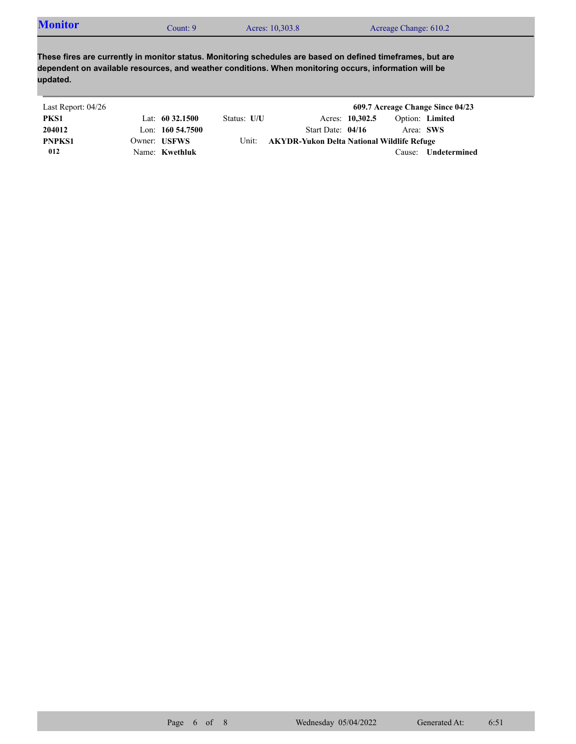## Monitor

Count: 9 | Acres: 10,303.8 | Acreage Change: 610.2

**These fires are currently in monitor status. Monitoring schedules are based on defined timeframes, but are dependent on available resources, and weather conditions. When monitoring occurs, information will be updated.**

Last Report: 04/26 — **609.7 Acreage Change Since 04/23**

| | | | | |
|---|---|---|---|---|
| **PKS1** | Lat: **60 32.1500** | Status: **U/U** | Acres: **10,302.5** | Option: **Limited** |
| **204012** | Lon: **160 54.7500** | | Start Date: **04/16** | Area: **SWS** |
| **PNPKS1** | Owner: **USFWS** | Unit: **AKYDR-Yukon Delta National Wildlife Refuge** | | |
| **012** | Name: **Kwethluk** | | | Cause: **Undetermined** |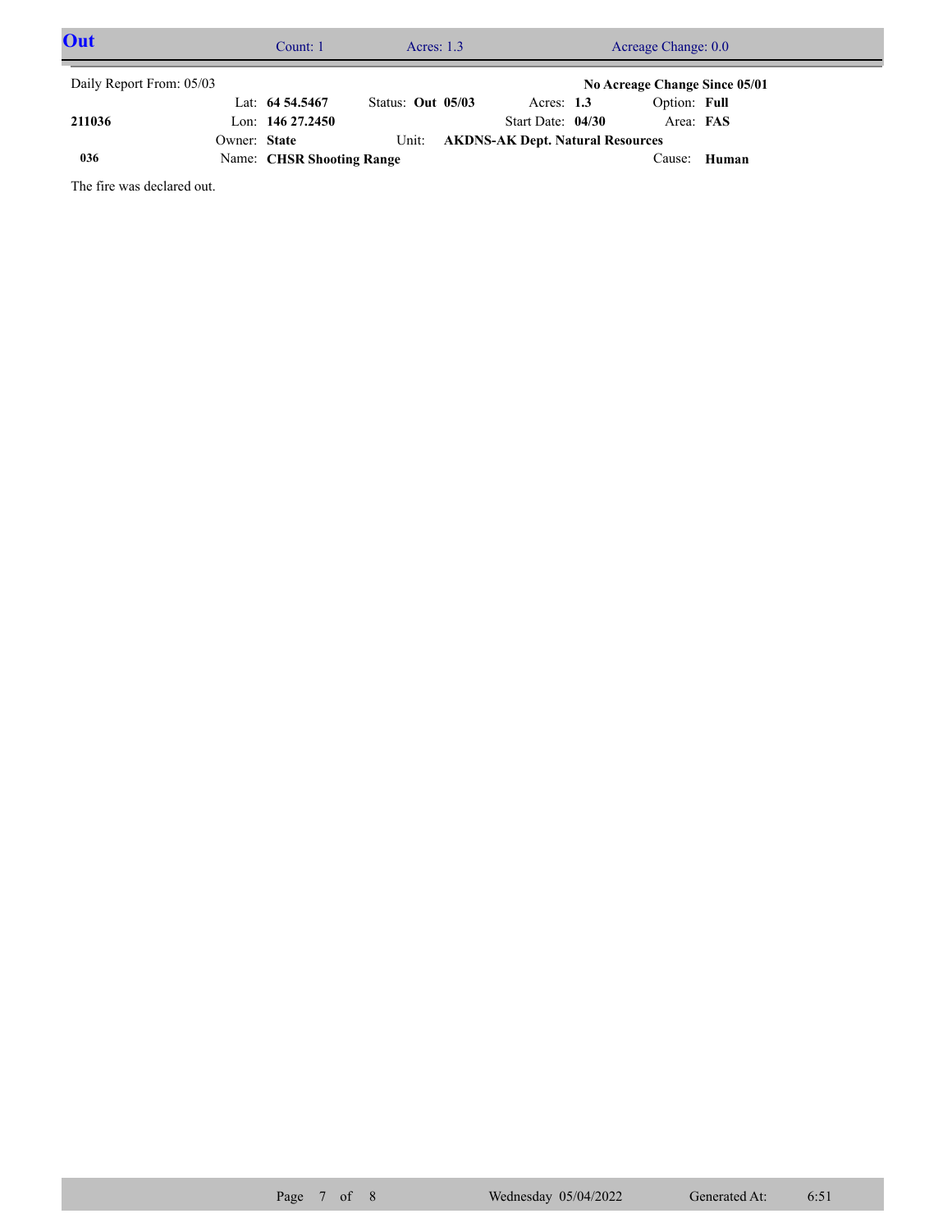## Out

Count: 1 | Acres: 1.3 | Acreage Change: 0.0

Daily Report From: 05/03

**No Acreage Change Since 05/01**

| | | | | | |
|---|---|---|---|---|---|
| | Lat: **64 54.5467** | Status: **Out 05/03** | Acres: **1.3** | Option: **Full** | |
| **211036** | Lon: **146 27.2450** | | Start Date: **04/30** | Area: **FAS** | |
| | Owner: **State** | Unit: **AKDNS-AK Dept. Natural Resources** | | | |
| **036** | Name: **CHSR Shooting Range** | | | Cause: **Human** | |

The fire was declared out.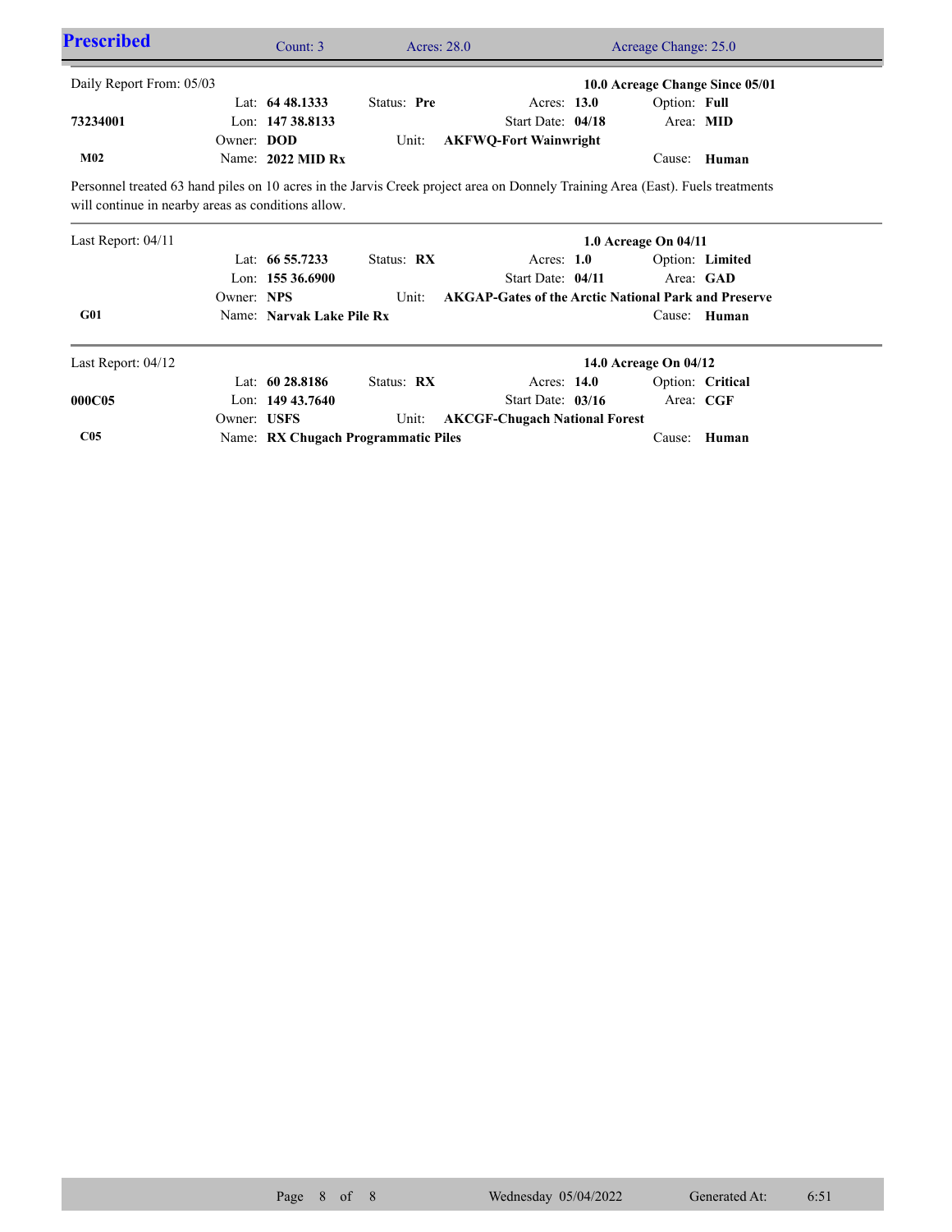## Prescribed

Count: 3 | Acres: 28.0 | Acreage Change: 25.0

Daily Report From: 05/03 — **10.0 Acreage Change Since 05/01**

| | | | | |
|---|---|---|---|---|
| | Lat: **64 48.1333** | Status: **Pre** | Acres: **13.0** | Option: **Full** |
| **73234001** | Lon: **147 38.8133** | | Start Date: **04/18** | Area: **MID** |
| | Owner: **DOD** | Unit: | **AKFWQ-Fort Wainwright** | |
| **M02** | Name: **2022 MID Rx** | | | Cause: **Human** |

Personnel treated 63 hand piles on 10 acres in the Jarvis Creek project area on Donnely Training Area (East). Fuels treatments will continue in nearby areas as conditions allow.

---

Last Report: 04/11 — **1.0 Acreage On 04/11**

| | | | | |
|---|---|---|---|---|
| | Lat: **66 55.7233** | Status: **RX** | Acres: **1.0** | Option: **Limited** |
| | Lon: **155 36.6900** | | Start Date: **04/11** | Area: **GAD** |
| | Owner: **NPS** | Unit: | **AKGAP-Gates of the Arctic National Park and Preserve** | |
| **G01** | Name: **Narvak Lake Pile Rx** | | | Cause: **Human** |

---

Last Report: 04/12 — **14.0 Acreage On 04/12**

| | | | | |
|---|---|---|---|---|
| | Lat: **60 28.8186** | Status: **RX** | Acres: **14.0** | Option: **Critical** |
| **000C05** | Lon: **149 43.7640** | | Start Date: **03/16** | Area: **CGF** |
| | Owner: **USFS** | Unit: | **AKCGF-Chugach National Forest** | |
| **C05** | Name: **RX Chugach Programmatic Piles** | | | Cause: **Human** |

Wednesday 05/04/2022 Generated At: 6:51